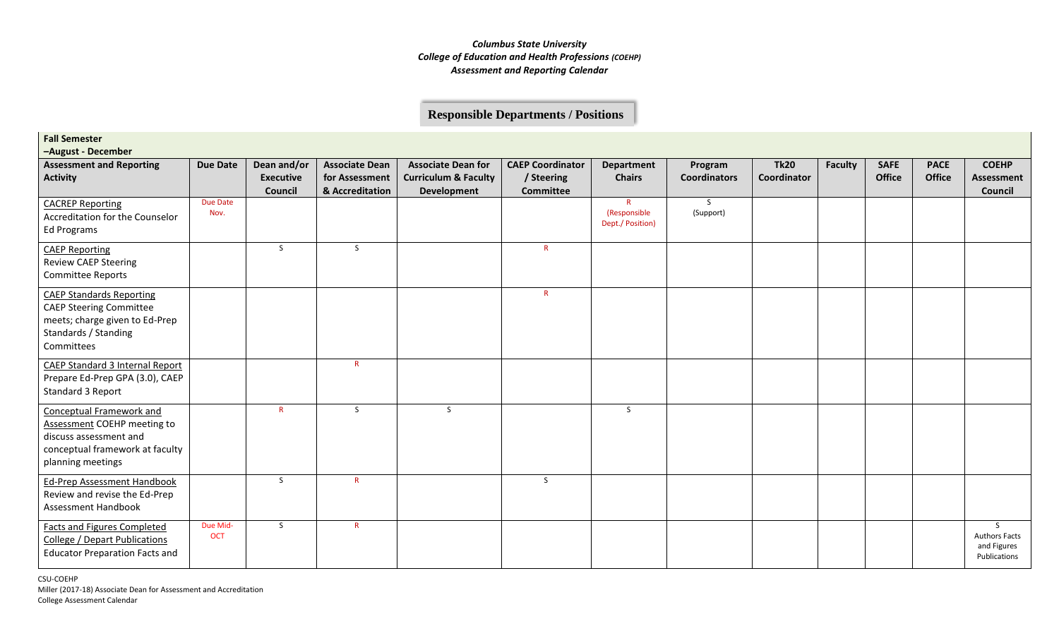***Columbus State University***
***College of Education and Health Professions*** *(COEHP)*
***Assessment and Reporting Calendar***

**Responsible Departments / Positions**

| **Fall Semester –August - December** | | | | | | | | | | | | | |
|---|---|---|---|---|---|---|---|---|---|---|---|---|---|
| **Assessment and Reporting Activity** | **Due Date** | **Dean and/or Executive Council** | **Associate Dean for Assessment & Accreditation** | **Associate Dean for Curriculum & Faculty Development** | **CAEP Coordinator / Steering Committee** | **Department Chairs** | **Program Coordinators** | **Tk20 Coordinator** | **Faculty** | **SAFE Office** | **PACE Office** | **COEHP Assessment Council** |
| CACREP Reporting Accreditation for the Counselor Ed Programs | Due Date Nov. | | | | | R (Responsible Dept./ Position) | S (Support) | | | | | |
| CAEP Reporting Review CAEP Steering Committee Reports | | S | S | | R | | | | | | | |
| CAEP Standards Reporting CAEP Steering Committee meets; charge given to Ed-Prep Standards / Standing Committees | | | | | R | | | | | | | |
| CAEP Standard 3 Internal Report Prepare Ed-Prep GPA (3.0), CAEP Standard 3 Report | | | R | | | | | | | | | |
| Conceptual Framework and Assessment COEHP meeting to discuss assessment and conceptual framework at faculty planning meetings | | R | S | S | | S | | | | | | |
| Ed-Prep Assessment Handbook Review and revise the Ed-Prep Assessment Handbook | | S | R | | S | | | | | | | |
| Facts and Figures Completed College / Depart Publications Educator Preparation Facts and | Due Mid-OCT | S | R | | | | | | | | | S Authors Facts and Figures Publications |

CSU-COEHP
Miller (2017-18) Associate Dean for Assessment and Accreditation
College Assessment Calendar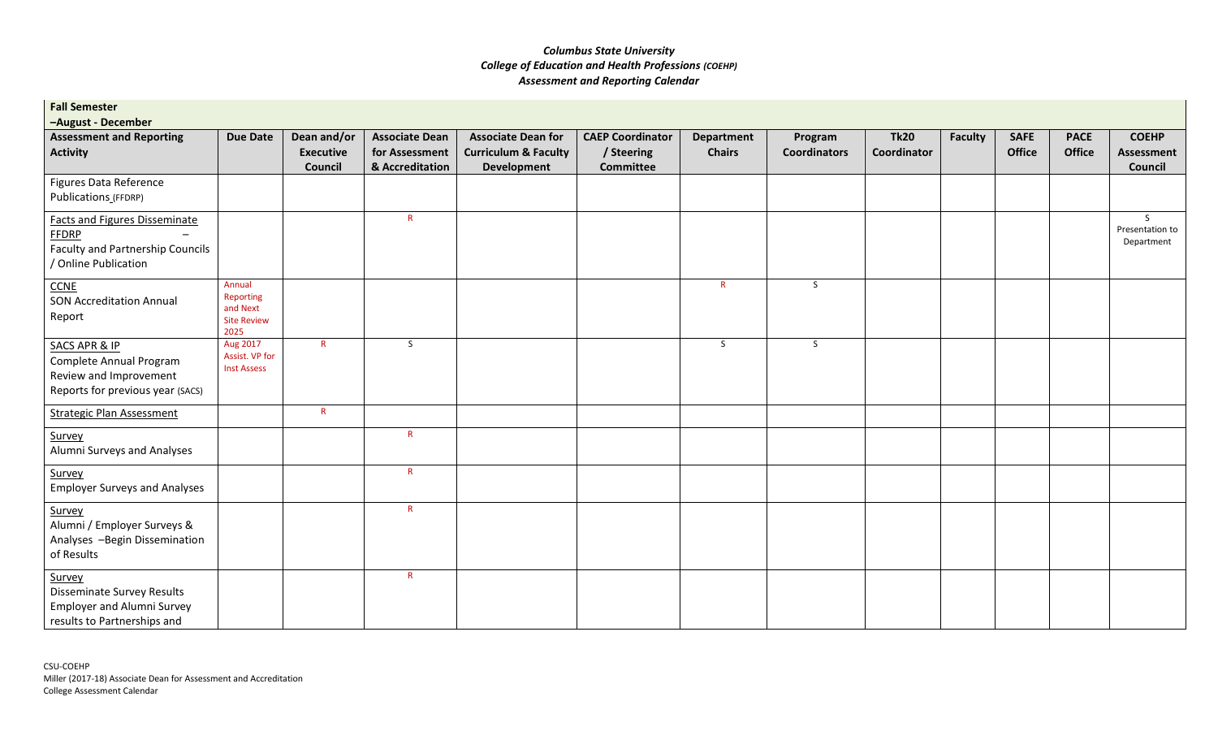***Columbus State University***
***College of Education and Health Professions (COEHP)***
***Assessment and Reporting Calendar***

| **Fall Semester –August - December** | | | | | | | | | | | | |
|---|---|---|---|---|---|---|---|---|---|---|---|---|
| **Assessment and Reporting Activity** | **Due Date** | **Dean and/or Executive Council** | **Associate Dean for Assessment & Accreditation** | **Associate Dean for Curriculum & Faculty Development** | **CAEP Coordinator / Steering Committee** | **Department Chairs** | **Program Coordinators** | **Tk20 Coordinator** | **Faculty** | **SAFE Office** | **PACE Office** | **COEHP Assessment Council** |
| Figures Data Reference Publications (FFDRP) | | | | | | | | | | | | |
| Facts and Figures Disseminate FFDRP – Faculty and Partnership Councils / Online Publication | | | R | | | | | | | | | S Presentation to Department |
| CCNE SON Accreditation Annual Report | Annual Reporting and Next Site Review 2025 | | | | | R | S | | | | | |
| SACS APR & IP Complete Annual Program Review and Improvement Reports for previous year (SACS) | Aug 2017 Assist. VP for Inst Assess | R | S | | | S | S | | | | | |
| Strategic Plan Assessment | | R | | | | | | | | | | |
| Survey Alumni Surveys and Analyses | | | R | | | | | | | | | |
| Survey Employer Surveys and Analyses | | | R | | | | | | | | | |
| Survey Alumni / Employer Surveys & Analyses –Begin Dissemination of Results | | | R | | | | | | | | | |
| Survey Disseminate Survey Results Employer and Alumni Survey results to Partnerships and | | | R | | | | | | | | | |

CSU-COEHP
Miller (2017-18) Associate Dean for Assessment and Accreditation
College Assessment Calendar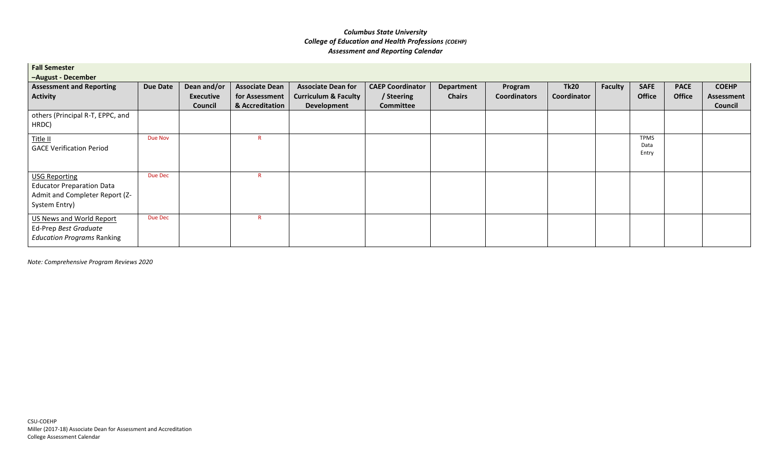*Columbus State University*
*College of Education and Health Professions (COEHP)*
*Assessment and Reporting Calendar*

| Fall Semester –August - December | | | | | | | | | | | | |
|---|---|---|---|---|---|---|---|---|---|---|---|---|
| **Assessment and Reporting Activity** | **Due Date** | **Dean and/or Executive Council** | **Associate Dean for Assessment & Accreditation** | **Associate Dean for Curriculum & Faculty Development** | **CAEP Coordinator / Steering Committee** | **Department Chairs** | **Program Coordinators** | **Tk20 Coordinator** | **Faculty** | **SAFE Office** | **PACE Office** | **COEHP Assessment Council** |
| others (Principal R-T, EPPC, and HRDC) | | | | | | | | | | | | |
| Title II<br>GACE Verification Period | Due Nov | | R | | | | | | | TPMS Data Entry | | |
| USG Reporting<br>Educator Preparation Data Admit and Completer Report (Z-System Entry) | Due Dec | | R | | | | | | | | | |
| US News and World Report<br>Ed-Prep *Best Graduate Education Programs* Ranking | Due Dec | | R | | | | | | | | | |

*Note: Comprehensive Program Reviews 2020*

CSU-COEHP
Miller (2017-18) Associate Dean for Assessment and Accreditation
College Assessment Calendar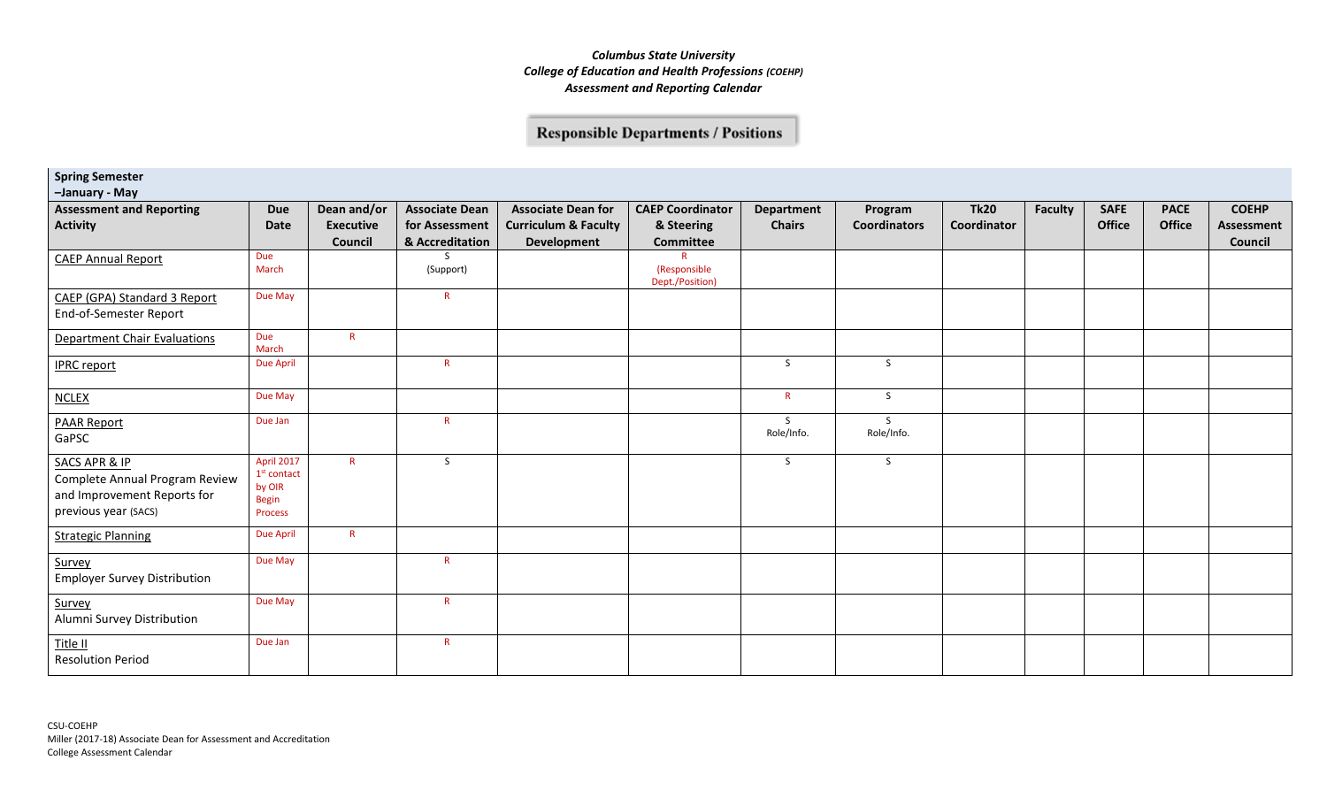***Columbus State University***
***College of Education and Health Professions** (COEHP)*
***Assessment and Reporting Calendar***

**Responsible Departments / Positions**

**Spring Semester –January - May**

| Assessment and Reporting Activity | Due Date | Dean and/or Executive Council | Associate Dean for Assessment & Accreditation | Associate Dean for Curriculum & Faculty Development | CAEP Coordinator & Steering Committee | Department Chairs | Program Coordinators | Tk20 Coordinator | Faculty | SAFE Office | PACE Office | COEHP Assessment Council |
|---|---|---|---|---|---|---|---|---|---|---|---|---|
| CAEP Annual Report | Due March | | S (Support) | | R (Responsible Dept./Position) | | | | | | | |
| CAEP (GPA) Standard 3 Report End-of-Semester Report | Due May | | R | | | | | | | | | |
| Department Chair Evaluations | Due March | R | | | | | | | | | | |
| IPRC report | Due April | | R | | | S | S | | | | | |
| NCLEX | Due May | | | | | R | S | | | | | |
| PAAR Report GaPSC | Due Jan | | R | | | S Role/Info. | S Role/Info. | | | | | |
| SACS APR & IP Complete Annual Program Review and Improvement Reports for previous year (SACS) | April 2017 1st contact by OIR Begin Process | R | S | | | S | S | | | | | |
| Strategic Planning | Due April | R | | | | | | | | | | |
| Survey Employer Survey Distribution | Due May | | R | | | | | | | | | |
| Survey Alumni Survey Distribution | Due May | | R | | | | | | | | | |
| Title II Resolution Period | Due Jan | | R | | | | | | | | | |

CSU-COEHP
Miller (2017-18) Associate Dean for Assessment and Accreditation
College Assessment Calendar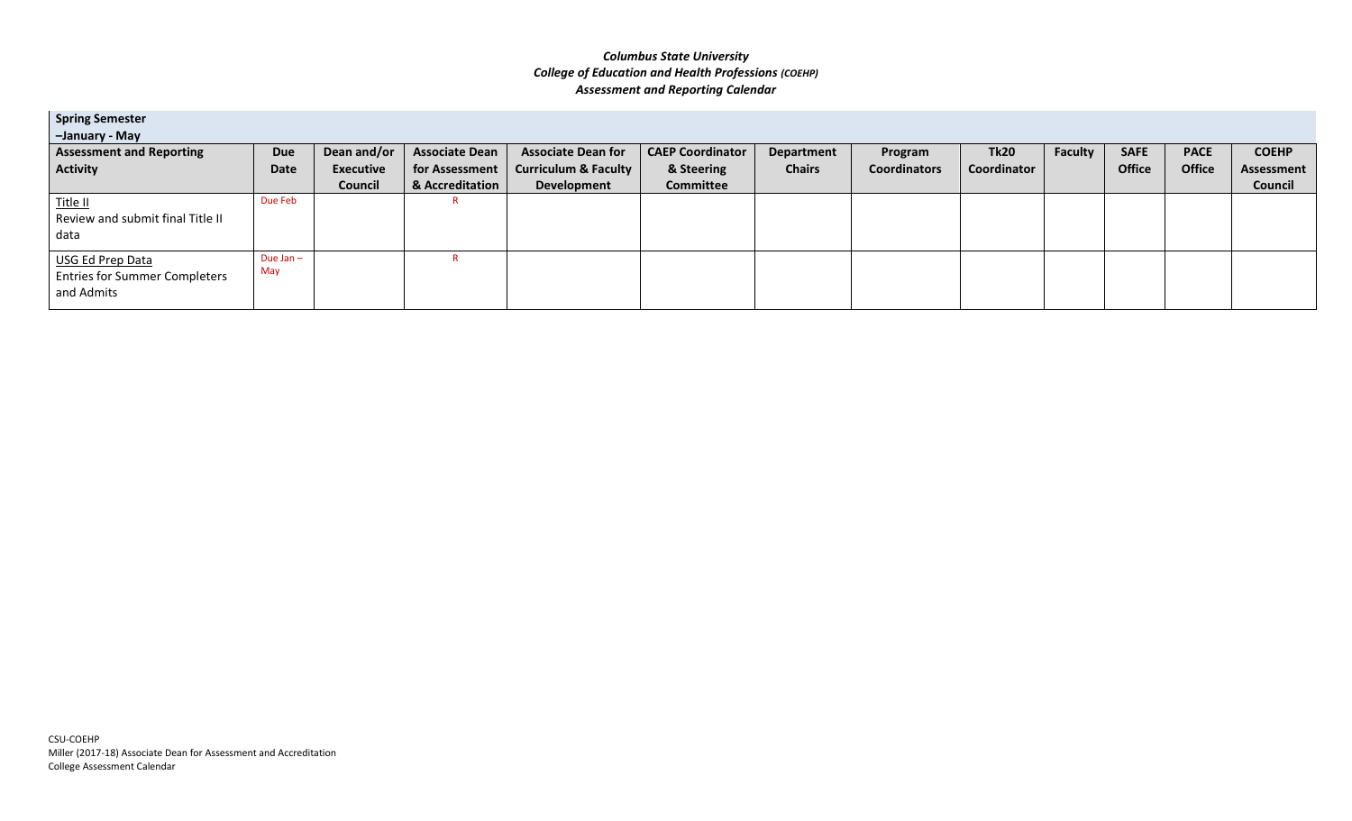***Columbus State University***
***College of Education and Health Professions (COEHP)***
***Assessment and Reporting Calendar***

| **Spring Semester –January - May** | | | | | | | | | | | | |
|---|---|---|---|---|---|---|---|---|---|---|---|---|
| **Assessment and Reporting Activity** | **Due Date** | **Dean and/or Executive Council** | **Associate Dean for Assessment & Accreditation** | **Associate Dean for Curriculum & Faculty Development** | **CAEP Coordinator & Steering Committee** | **Department Chairs** | **Program Coordinators** | **Tk20 Coordinator** | **Faculty** | **SAFE Office** | **PACE Office** | **COEHP Assessment Council** |
| Title II<br>Review and submit final Title II data | Due Feb | | R | | | | | | | | | |
| USG Ed Prep Data<br>Entries for Summer Completers and Admits | Due Jan – May | | R | | | | | | | | | |

CSU-COEHP
Miller (2017-18) Associate Dean for Assessment and Accreditation
College Assessment Calendar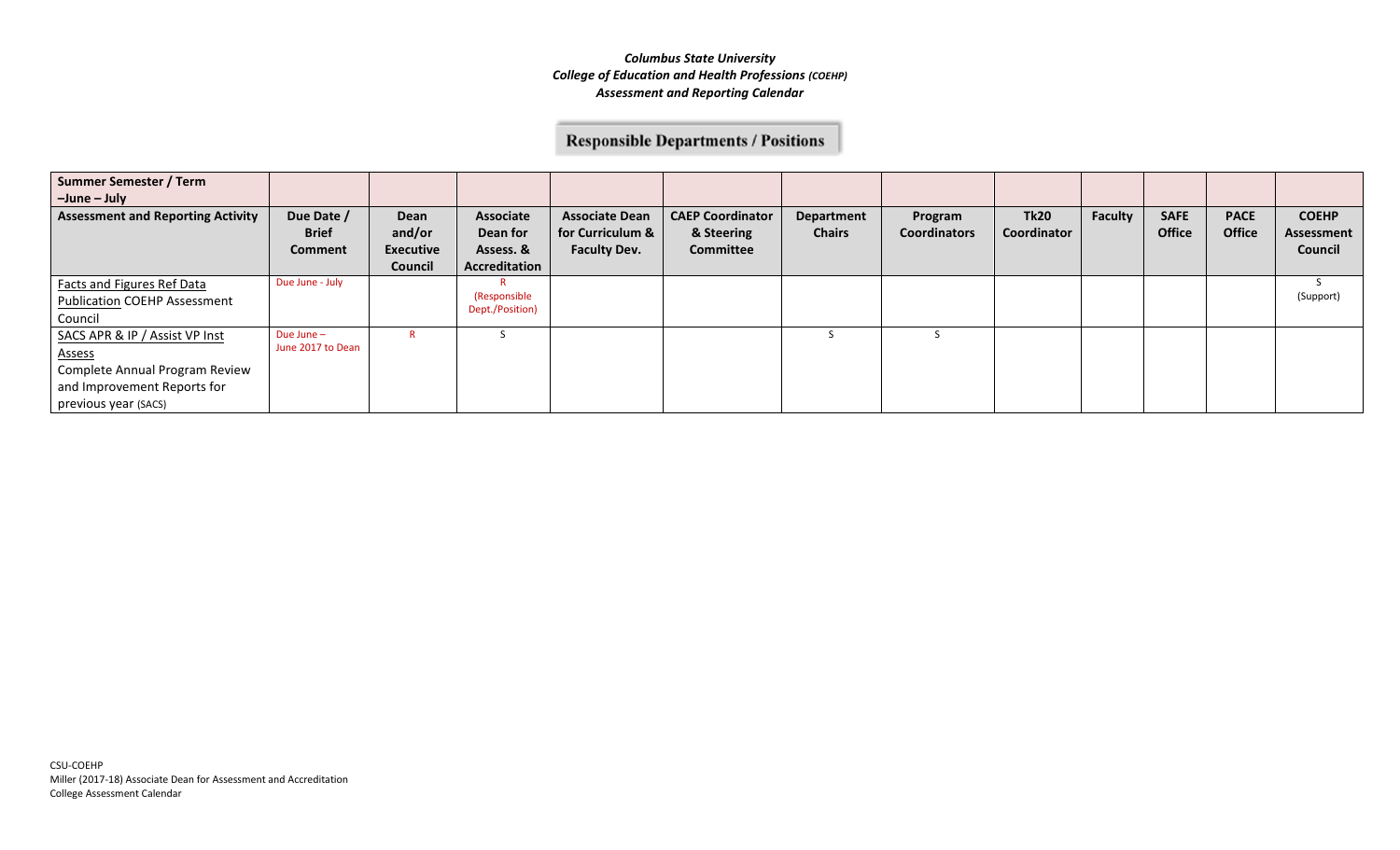*Columbus State University*
*College of Education and Health Professions (COEHP)*
*Assessment and Reporting Calendar*

**Responsible Departments / Positions**

| **Summer Semester / Term –June – July** | | | | | | | | | | | | | |
|---|---|---|---|---|---|---|---|---|---|---|---|---|---|
| **Assessment and Reporting Activity** | **Due Date / Brief Comment** | **Dean and/or Executive Council** | **Associate Dean for Assess. & Accreditation** | **Associate Dean for Curriculum & Faculty Dev.** | **CAEP Coordinator & Steering Committee** | **Department Chairs** | **Program Coordinators** | **Tk20 Coordinator** | **Faculty** | **SAFE Office** | **PACE Office** | **COEHP Assessment Council** |
| Facts and Figures Ref Data Publication COEHP Assessment Council | Due June - July | | R (Responsible Dept./Position) | | | | | | | | | S (Support) |
| SACS APR & IP / Assist VP Inst Assess Complete Annual Program Review and Improvement Reports for previous year (SACS) | Due June – June 2017 to Dean | R | S | | | S | S | | | | | |

CSU-COEHP
Miller (2017-18) Associate Dean for Assessment and Accreditation
College Assessment Calendar